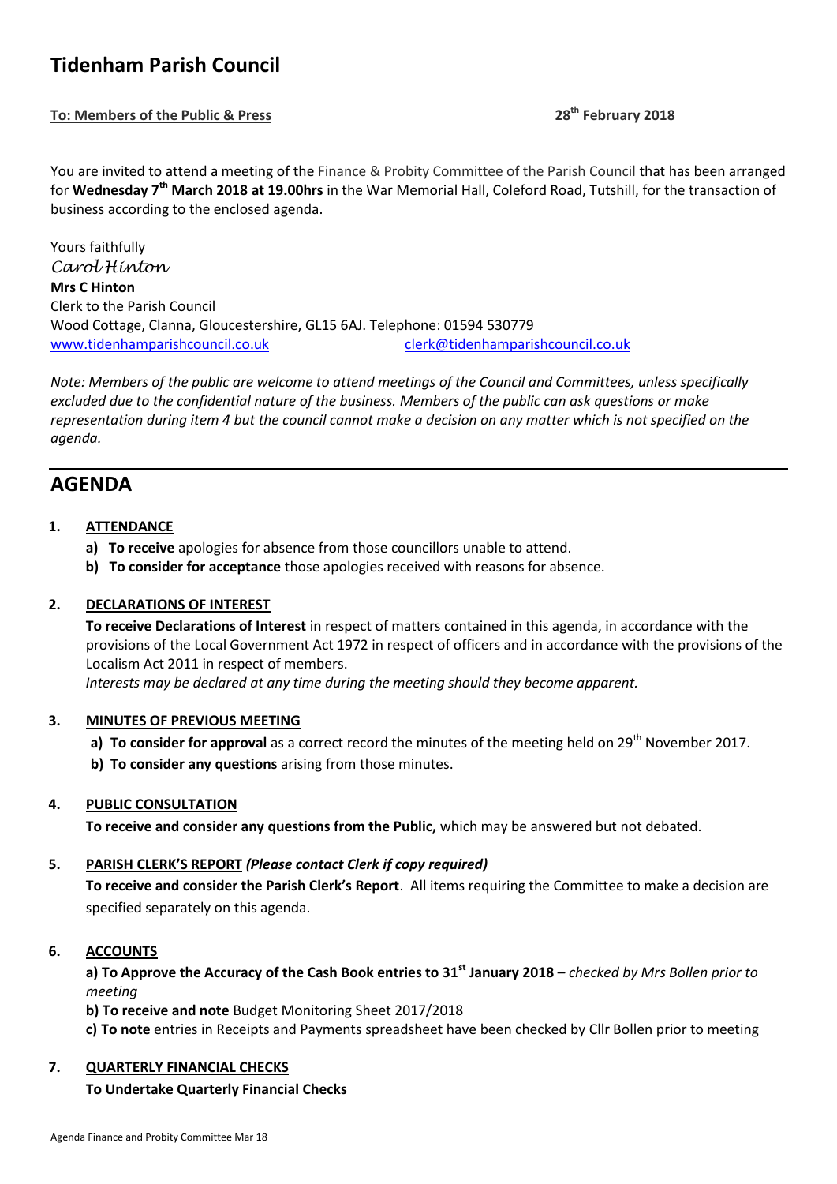# Tidenham Parish Council

**To: Members of the Public & Press** **28th February 2018**

You are invited to attend a meeting of the Finance & Probity Committee of the Parish Council that has been arranged for **Wednesday 7th March 2018 at 19.00hrs** in the War Memorial Hall, Coleford Road, Tutshill, for the transaction of business according to the enclosed agenda.

Yours faithfully
*Carol Hinton*
**Mrs C Hinton**
Clerk to the Parish Council
Wood Cottage, Clanna, Gloucestershire, GL15 6AJ. Telephone: 01594 530779
www.tidenhamparishcouncil.co.uk clerk@tidenhamparishcouncil.co.uk

*Note: Members of the public are welcome to attend meetings of the Council and Committees, unless specifically excluded due to the confidential nature of the business. Members of the public can ask questions or make representation during item 4 but the council cannot make a decision on any matter which is not specified on the agenda.*

## AGENDA

**1. ATTENDANCE**

- **a) To receive** apologies for absence from those councillors unable to attend.
- **b) To consider for acceptance** those apologies received with reasons for absence.

**2. DECLARATIONS OF INTEREST**

**To receive Declarations of Interest** in respect of matters contained in this agenda, in accordance with the provisions of the Local Government Act 1972 in respect of officers and in accordance with the provisions of the Localism Act 2011 in respect of members.
*Interests may be declared at any time during the meeting should they become apparent.*

**3. MINUTES OF PREVIOUS MEETING**

- **a) To consider for approval** as a correct record the minutes of the meeting held on 29th November 2017.
- **b) To consider any questions** arising from those minutes.

**4. PUBLIC CONSULTATION**

**To receive and consider any questions from the Public,** which may be answered but not debated.

**5. PARISH CLERK'S REPORT** ***(Please contact Clerk if copy required)***

**To receive and consider the Parish Clerk's Report**. All items requiring the Committee to make a decision are specified separately on this agenda.

**6. ACCOUNTS**

**a) To Approve the Accuracy of the Cash Book entries to 31st January 2018** – *checked by Mrs Bollen prior to meeting*

**b) To receive and note** Budget Monitoring Sheet 2017/2018

**c) To note** entries in Receipts and Payments spreadsheet have been checked by Cllr Bollen prior to meeting

**7. QUARTERLY FINANCIAL CHECKS**

**To Undertake Quarterly Financial Checks**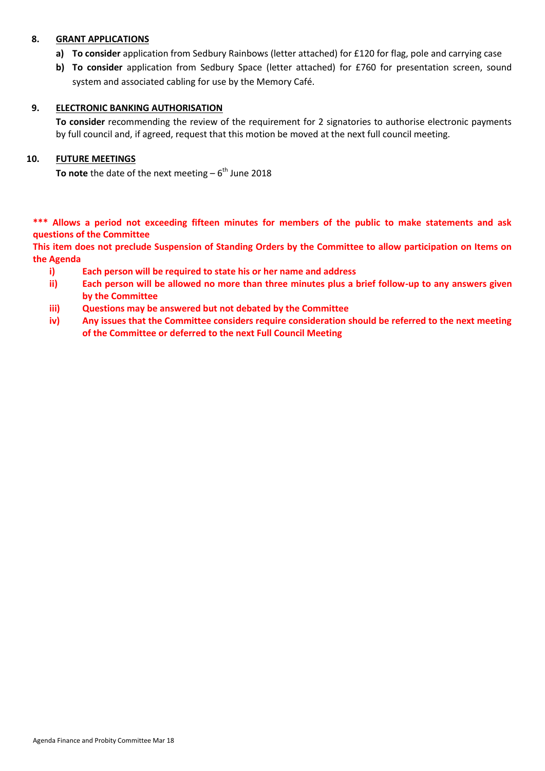**8. GRANT APPLICATIONS**

- **a) To consider** application from Sedbury Rainbows (letter attached) for £120 for flag, pole and carrying case
- **b) To consider** application from Sedbury Space (letter attached) for £760 for presentation screen, sound system and associated cabling for use by the Memory Café.

**9. ELECTRONIC BANKING AUTHORISATION**

**To consider** recommending the review of the requirement for 2 signatories to authorise electronic payments by full council and, if agreed, request that this motion be moved at the next full council meeting.

**10. FUTURE MEETINGS**

**To note** the date of the next meeting – 6th June 2018

**\*\*\* Allows a period not exceeding fifteen minutes for members of the public to make statements and ask questions of the Committee**

**This item does not preclude Suspension of Standing Orders by the Committee to allow participation on Items on the Agenda**

- **i) Each person will be required to state his or her name and address**
- **ii) Each person will be allowed no more than three minutes plus a brief follow-up to any answers given by the Committee**
- **iii) Questions may be answered but not debated by the Committee**
- **iv) Any issues that the Committee considers require consideration should be referred to the next meeting of the Committee or deferred to the next Full Council Meeting**